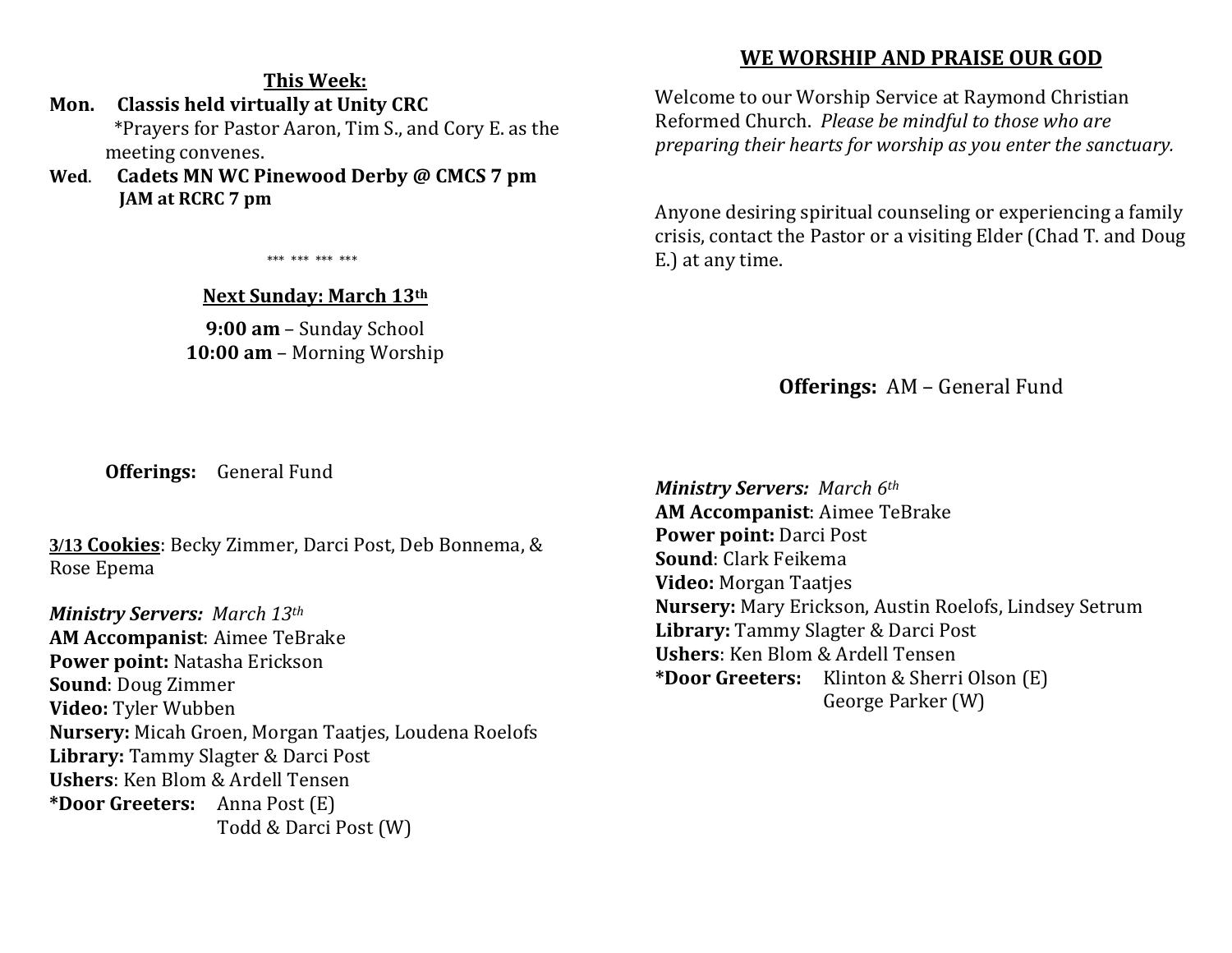## This Week:

**Mon. Classis held virtually at Unity CRC**
*Prayers for Pastor Aaron, Tim S., and Cory E. as the meeting convenes.

**Wed. Cadets MN WC Pinewood Derby @ CMCS 7 pm**
**JAM at RCRC 7 pm**

*** *** *** ***

## Next Sunday: March 13th

**9:00 am** – Sunday School
**10:00 am** – Morning Worship

**Offerings:** General Fund

**3/13 Cookies**: Becky Zimmer, Darci Post, Deb Bonnema, & Rose Epema

***Ministry Servers:*** *March 13th*
**AM Accompanist**: Aimee TeBrake
**Power point:** Natasha Erickson
**Sound**: Doug Zimmer
**Video:** Tyler Wubben
**Nursery:** Micah Groen, Morgan Taatjes, Loudena Roelofs
**Library:** Tammy Slagter & Darci Post
**Ushers**: Ken Blom & Ardell Tensen
***Door Greeters:** Anna Post (E)
Todd & Darci Post (W)

## WE WORSHIP AND PRAISE OUR GOD

Welcome to our Worship Service at Raymond Christian Reformed Church. *Please be mindful to those who are preparing their hearts for worship as you enter the sanctuary.*

Anyone desiring spiritual counseling or experiencing a family crisis, contact the Pastor or a visiting Elder (Chad T. and Doug E.) at any time.

**Offerings:** AM – General Fund

***Ministry Servers:*** *March 6th*
**AM Accompanist**: Aimee TeBrake
**Power point:** Darci Post
**Sound**: Clark Feikema
**Video:** Morgan Taatjes
**Nursery:** Mary Erickson, Austin Roelofs, Lindsey Setrum
**Library:** Tammy Slagter & Darci Post
**Ushers**: Ken Blom & Ardell Tensen
***Door Greeters:** Klinton & Sherri Olson (E)
George Parker (W)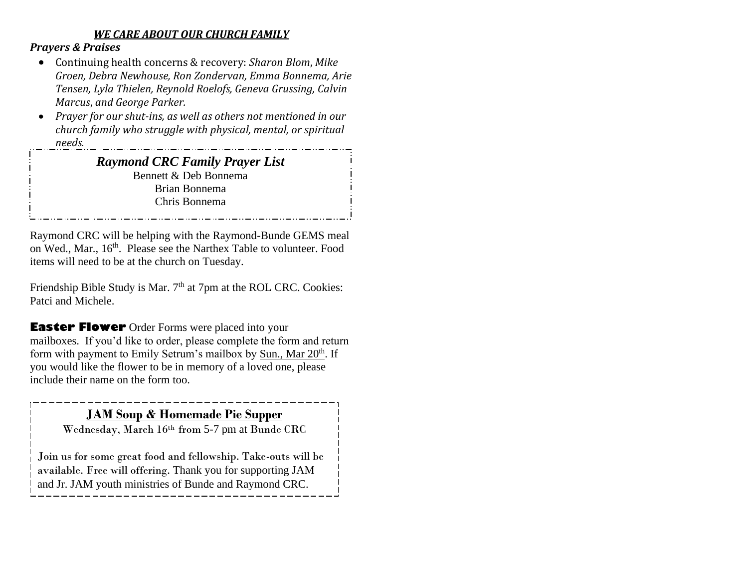***WE CARE ABOUT OUR CHURCH FAMILY***

***Prayers & Praises***

- Continuing health concerns & recovery: *Sharon Blom, Mike Groen, Debra Newhouse, Ron Zondervan, Emma Bonnema, Arie Tensen, Lyla Thielen, Reynold Roelofs, Geneva Grussing, Calvin Marcus, and George Parker.*
- *Prayer for our shut-ins, as well as others not mentioned in our church family who struggle with physical, mental, or spiritual needs.*

***Raymond CRC Family Prayer List***

Bennett & Deb Bonnema
Brian Bonnema
Chris Bonnema

Raymond CRC will be helping with the Raymond-Bunde GEMS meal on Wed., Mar., 16th. Please see the Narthex Table to volunteer. Food items will need to be at the church on Tuesday.

Friendship Bible Study is Mar. 7th at 7pm at the ROL CRC. Cookies: Patci and Michele.

**Easter Flower** Order Forms were placed into your mailboxes. If you'd like to order, please complete the form and return form with payment to Emily Setrum's mailbox by Sun., Mar 20th. If you would like the flower to be in memory of a loved one, please include their name on the form too.

**JAM Soup & Homemade Pie Supper**

Wednesday, March 16th from 5-7 pm at Bunde CRC

Join us for some great food and fellowship. Take-outs will be available. Free will offering. Thank you for supporting JAM and Jr. JAM youth ministries of Bunde and Raymond CRC.